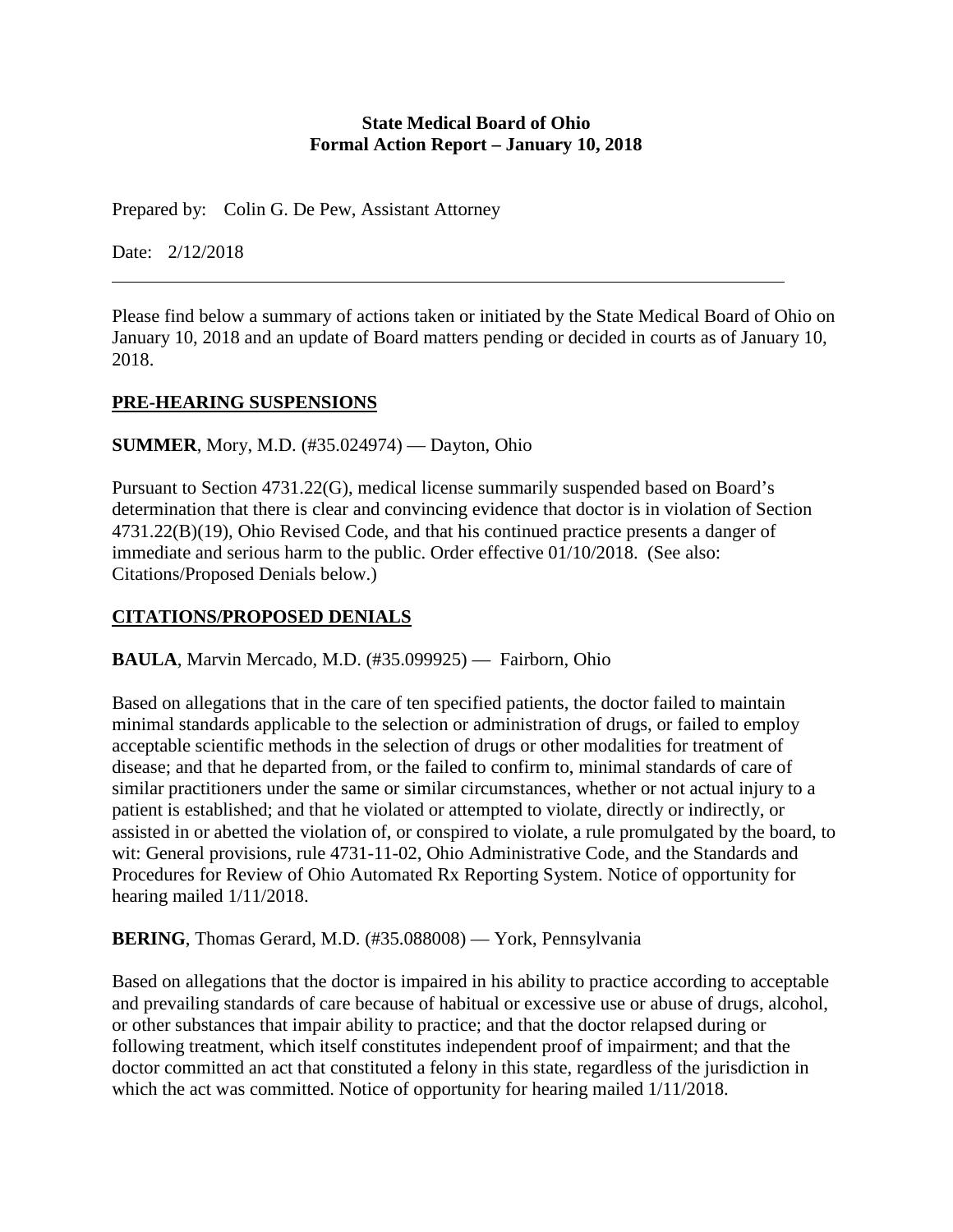**State Medical Board of Ohio**
**Formal Action Report – January 10, 2018**

Prepared by: Colin G. De Pew, Assistant Attorney

Date: 2/12/2018

---

Please find below a summary of actions taken or initiated by the State Medical Board of Ohio on January 10, 2018 and an update of Board matters pending or decided in courts as of January 10, 2018.

## PRE-HEARING SUSPENSIONS

**SUMMER**, Mory, M.D. (#35.024974) — Dayton, Ohio

Pursuant to Section 4731.22(G), medical license summarily suspended based on Board's determination that there is clear and convincing evidence that doctor is in violation of Section 4731.22(B)(19), Ohio Revised Code, and that his continued practice presents a danger of immediate and serious harm to the public. Order effective 01/10/2018. (See also: Citations/Proposed Denials below.)

## CITATIONS/PROPOSED DENIALS

**BAULA**, Marvin Mercado, M.D. (#35.099925) — Fairborn, Ohio

Based on allegations that in the care of ten specified patients, the doctor failed to maintain minimal standards applicable to the selection or administration of drugs, or failed to employ acceptable scientific methods in the selection of drugs or other modalities for treatment of disease; and that he departed from, or the failed to confirm to, minimal standards of care of similar practitioners under the same or similar circumstances, whether or not actual injury to a patient is established; and that he violated or attempted to violate, directly or indirectly, or assisted in or abetted the violation of, or conspired to violate, a rule promulgated by the board, to wit: General provisions, rule 4731-11-02, Ohio Administrative Code, and the Standards and Procedures for Review of Ohio Automated Rx Reporting System. Notice of opportunity for hearing mailed 1/11/2018.

**BERING**, Thomas Gerard, M.D. (#35.088008) — York, Pennsylvania

Based on allegations that the doctor is impaired in his ability to practice according to acceptable and prevailing standards of care because of habitual or excessive use or abuse of drugs, alcohol, or other substances that impair ability to practice; and that the doctor relapsed during or following treatment, which itself constitutes independent proof of impairment; and that the doctor committed an act that constituted a felony in this state, regardless of the jurisdiction in which the act was committed. Notice of opportunity for hearing mailed 1/11/2018.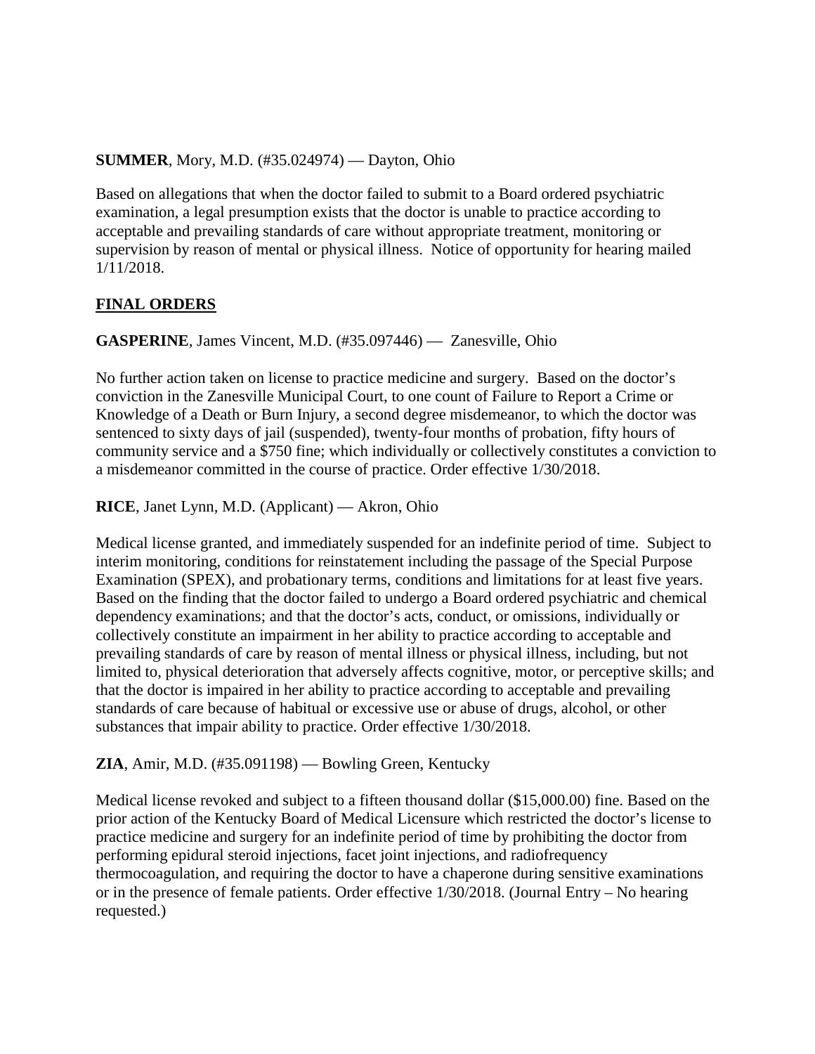**SUMMER**, Mory, M.D. (#35.024974) — Dayton, Ohio

Based on allegations that when the doctor failed to submit to a Board ordered psychiatric examination, a legal presumption exists that the doctor is unable to practice according to acceptable and prevailing standards of care without appropriate treatment, monitoring or supervision by reason of mental or physical illness. Notice of opportunity for hearing mailed 1/11/2018.

## FINAL ORDERS

**GASPERINE**, James Vincent, M.D. (#35.097446) — Zanesville, Ohio

No further action taken on license to practice medicine and surgery. Based on the doctor's conviction in the Zanesville Municipal Court, to one count of Failure to Report a Crime or Knowledge of a Death or Burn Injury, a second degree misdemeanor, to which the doctor was sentenced to sixty days of jail (suspended), twenty-four months of probation, fifty hours of community service and a $750 fine; which individually or collectively constitutes a conviction to a misdemeanor committed in the course of practice. Order effective 1/30/2018.

**RICE**, Janet Lynn, M.D. (Applicant) — Akron, Ohio

Medical license granted, and immediately suspended for an indefinite period of time. Subject to interim monitoring, conditions for reinstatement including the passage of the Special Purpose Examination (SPEX), and probationary terms, conditions and limitations for at least five years. Based on the finding that the doctor failed to undergo a Board ordered psychiatric and chemical dependency examinations; and that the doctor's acts, conduct, or omissions, individually or collectively constitute an impairment in her ability to practice according to acceptable and prevailing standards of care by reason of mental illness or physical illness, including, but not limited to, physical deterioration that adversely affects cognitive, motor, or perceptive skills; and that the doctor is impaired in her ability to practice according to acceptable and prevailing standards of care because of habitual or excessive use or abuse of drugs, alcohol, or other substances that impair ability to practice. Order effective 1/30/2018.

**ZIA**, Amir, M.D. (#35.091198) — Bowling Green, Kentucky

Medical license revoked and subject to a fifteen thousand dollar ($15,000.00) fine. Based on the prior action of the Kentucky Board of Medical Licensure which restricted the doctor's license to practice medicine and surgery for an indefinite period of time by prohibiting the doctor from performing epidural steroid injections, facet joint injections, and radiofrequency thermocoagulation, and requiring the doctor to have a chaperone during sensitive examinations or in the presence of female patients. Order effective 1/30/2018. (Journal Entry – No hearing requested.)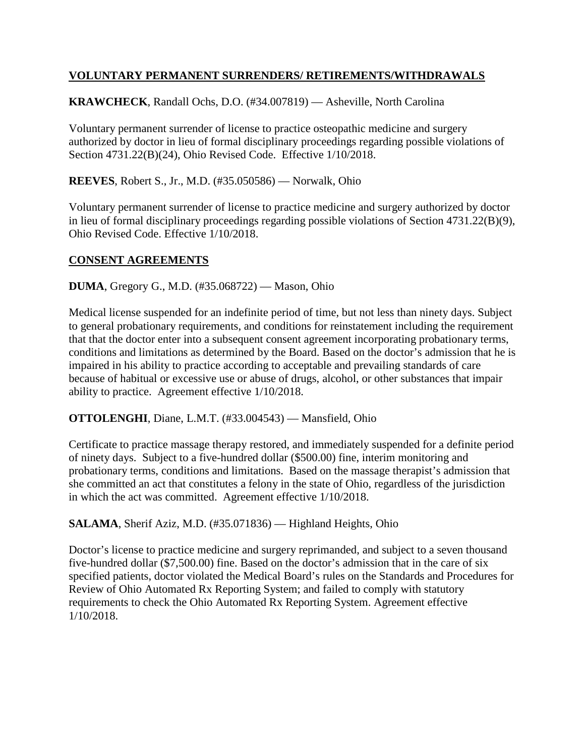## VOLUNTARY PERMANENT SURRENDERS/ RETIREMENTS/WITHDRAWALS

**KRAWCHECK**, Randall Ochs, D.O. (#34.007819) — Asheville, North Carolina

Voluntary permanent surrender of license to practice osteopathic medicine and surgery authorized by doctor in lieu of formal disciplinary proceedings regarding possible violations of Section 4731.22(B)(24), Ohio Revised Code. Effective 1/10/2018.

**REEVES**, Robert S., Jr., M.D. (#35.050586) — Norwalk, Ohio

Voluntary permanent surrender of license to practice medicine and surgery authorized by doctor in lieu of formal disciplinary proceedings regarding possible violations of Section 4731.22(B)(9), Ohio Revised Code. Effective 1/10/2018.

## CONSENT AGREEMENTS

**DUMA**, Gregory G., M.D. (#35.068722) — Mason, Ohio

Medical license suspended for an indefinite period of time, but not less than ninety days. Subject to general probationary requirements, and conditions for reinstatement including the requirement that that the doctor enter into a subsequent consent agreement incorporating probationary terms, conditions and limitations as determined by the Board. Based on the doctor's admission that he is impaired in his ability to practice according to acceptable and prevailing standards of care because of habitual or excessive use or abuse of drugs, alcohol, or other substances that impair ability to practice. Agreement effective 1/10/2018.

**OTTOLENGHI**, Diane, L.M.T. (#33.004543) — Mansfield, Ohio

Certificate to practice massage therapy restored, and immediately suspended for a definite period of ninety days. Subject to a five-hundred dollar ($500.00) fine, interim monitoring and probationary terms, conditions and limitations. Based on the massage therapist's admission that she committed an act that constitutes a felony in the state of Ohio, regardless of the jurisdiction in which the act was committed. Agreement effective 1/10/2018.

**SALAMA**, Sherif Aziz, M.D. (#35.071836) — Highland Heights, Ohio

Doctor's license to practice medicine and surgery reprimanded, and subject to a seven thousand five-hundred dollar ($7,500.00) fine. Based on the doctor's admission that in the care of six specified patients, doctor violated the Medical Board's rules on the Standards and Procedures for Review of Ohio Automated Rx Reporting System; and failed to comply with statutory requirements to check the Ohio Automated Rx Reporting System. Agreement effective 1/10/2018.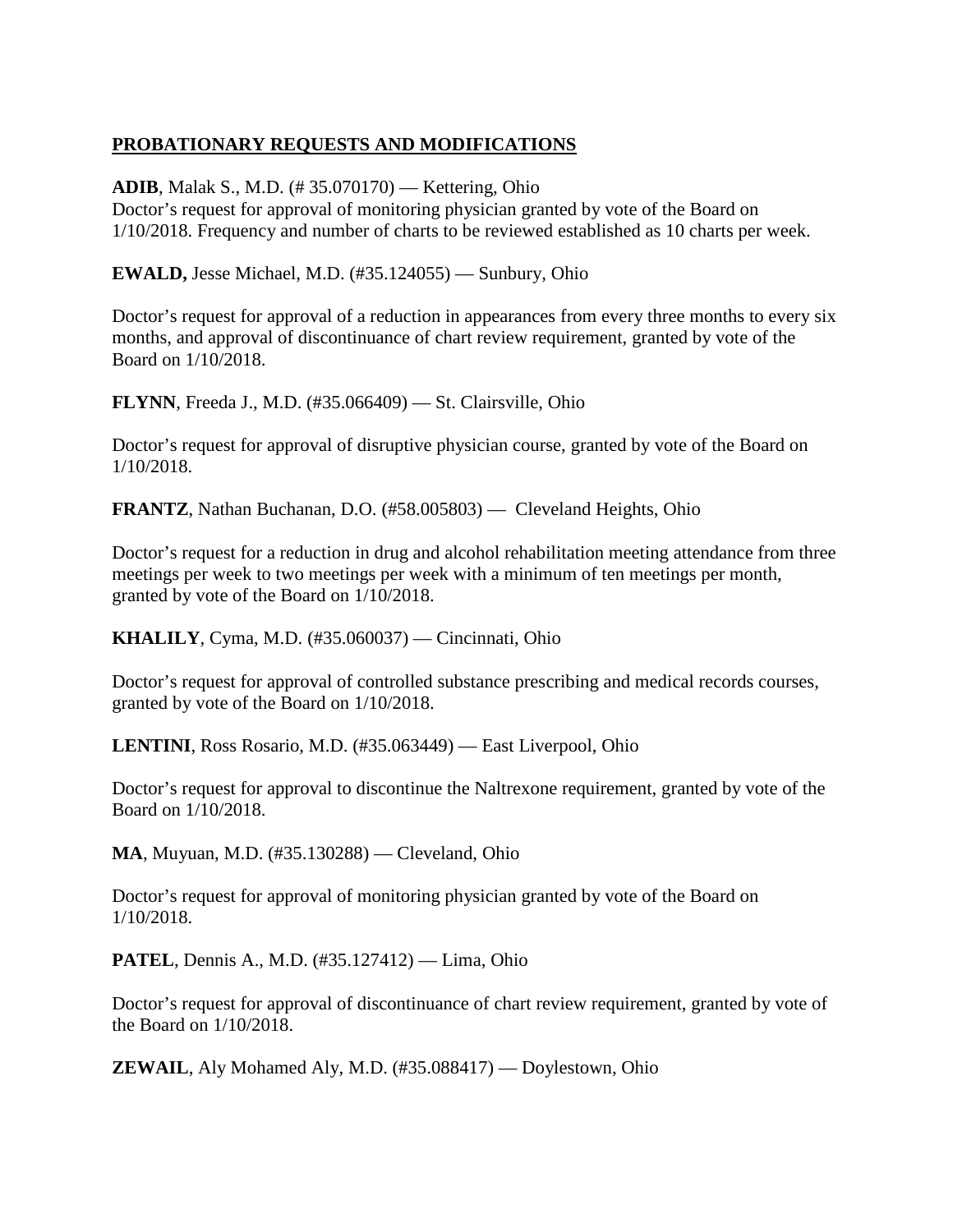## **PROBATIONARY REQUESTS AND MODIFICATIONS**

**ADIB**, Malak S., M.D. (# 35.070170) — Kettering, Ohio
Doctor's request for approval of monitoring physician granted by vote of the Board on 1/10/2018. Frequency and number of charts to be reviewed established as 10 charts per week.

**EWALD,** Jesse Michael, M.D. (#35.124055) — Sunbury, Ohio

Doctor's request for approval of a reduction in appearances from every three months to every six months, and approval of discontinuance of chart review requirement, granted by vote of the Board on 1/10/2018.

**FLYNN**, Freeda J., M.D. (#35.066409) — St. Clairsville, Ohio

Doctor's request for approval of disruptive physician course, granted by vote of the Board on 1/10/2018.

**FRANTZ**, Nathan Buchanan, D.O. (#58.005803) — Cleveland Heights, Ohio

Doctor's request for a reduction in drug and alcohol rehabilitation meeting attendance from three meetings per week to two meetings per week with a minimum of ten meetings per month, granted by vote of the Board on 1/10/2018.

**KHALILY**, Cyma, M.D. (#35.060037) — Cincinnati, Ohio

Doctor's request for approval of controlled substance prescribing and medical records courses, granted by vote of the Board on 1/10/2018.

**LENTINI**, Ross Rosario, M.D. (#35.063449) — East Liverpool, Ohio

Doctor's request for approval to discontinue the Naltrexone requirement, granted by vote of the Board on 1/10/2018.

**MA**, Muyuan, M.D. (#35.130288) — Cleveland, Ohio

Doctor's request for approval of monitoring physician granted by vote of the Board on 1/10/2018.

**PATEL**, Dennis A., M.D. (#35.127412) — Lima, Ohio

Doctor's request for approval of discontinuance of chart review requirement, granted by vote of the Board on 1/10/2018.

**ZEWAIL**, Aly Mohamed Aly, M.D. (#35.088417) — Doylestown, Ohio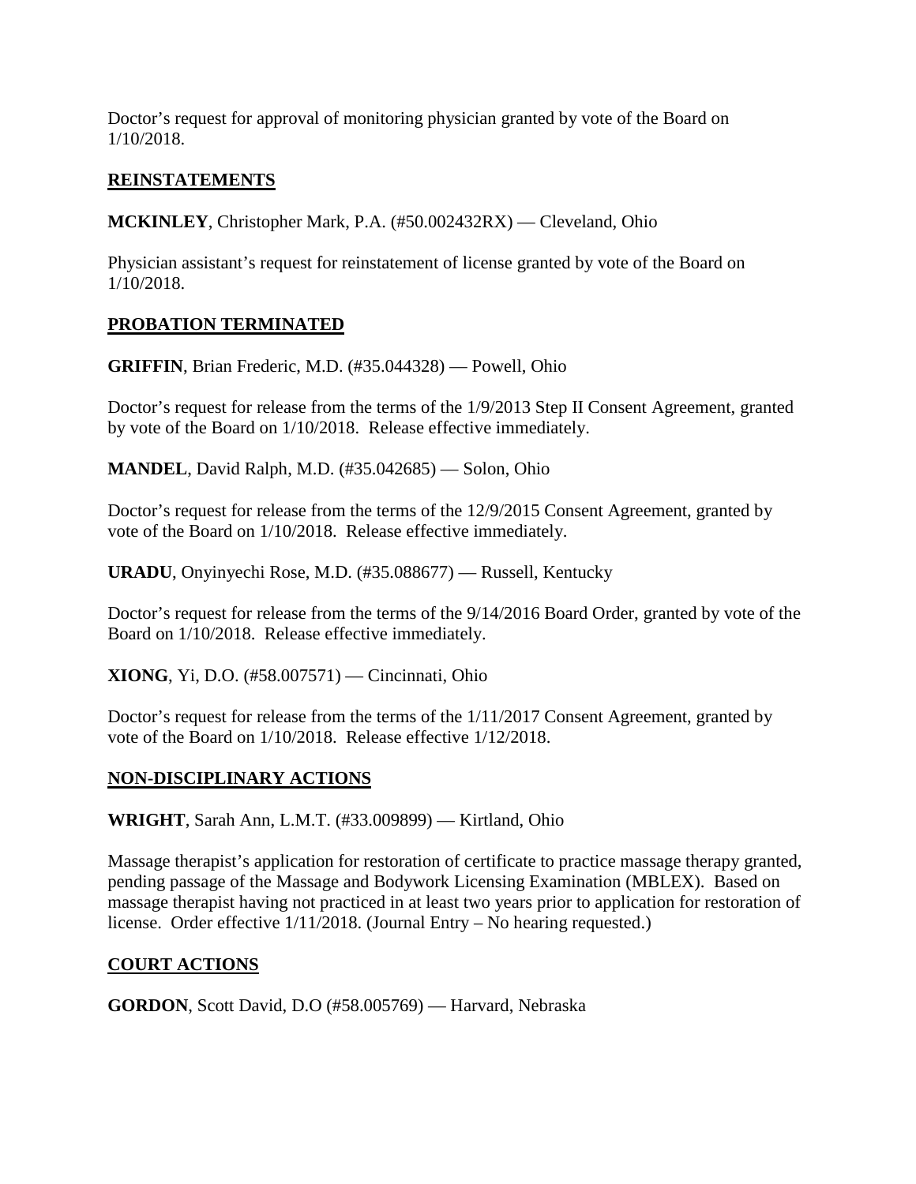Doctor's request for approval of monitoring physician granted by vote of the Board on 1/10/2018.

## REINSTATEMENTS

**MCKINLEY**, Christopher Mark, P.A. (#50.002432RX) — Cleveland, Ohio

Physician assistant's request for reinstatement of license granted by vote of the Board on 1/10/2018.

## PROBATION TERMINATED

**GRIFFIN**, Brian Frederic, M.D. (#35.044328) — Powell, Ohio

Doctor's request for release from the terms of the 1/9/2013 Step II Consent Agreement, granted by vote of the Board on 1/10/2018. Release effective immediately.

**MANDEL**, David Ralph, M.D. (#35.042685) — Solon, Ohio

Doctor's request for release from the terms of the 12/9/2015 Consent Agreement, granted by vote of the Board on 1/10/2018. Release effective immediately.

**URADU**, Onyinyechi Rose, M.D. (#35.088677) — Russell, Kentucky

Doctor's request for release from the terms of the 9/14/2016 Board Order, granted by vote of the Board on 1/10/2018. Release effective immediately.

**XIONG**, Yi, D.O. (#58.007571) — Cincinnati, Ohio

Doctor's request for release from the terms of the 1/11/2017 Consent Agreement, granted by vote of the Board on 1/10/2018. Release effective 1/12/2018.

## NON-DISCIPLINARY ACTIONS

**WRIGHT**, Sarah Ann, L.M.T. (#33.009899) — Kirtland, Ohio

Massage therapist's application for restoration of certificate to practice massage therapy granted, pending passage of the Massage and Bodywork Licensing Examination (MBLEX). Based on massage therapist having not practiced in at least two years prior to application for restoration of license. Order effective 1/11/2018. (Journal Entry – No hearing requested.)

## COURT ACTIONS

**GORDON**, Scott David, D.O (#58.005769) — Harvard, Nebraska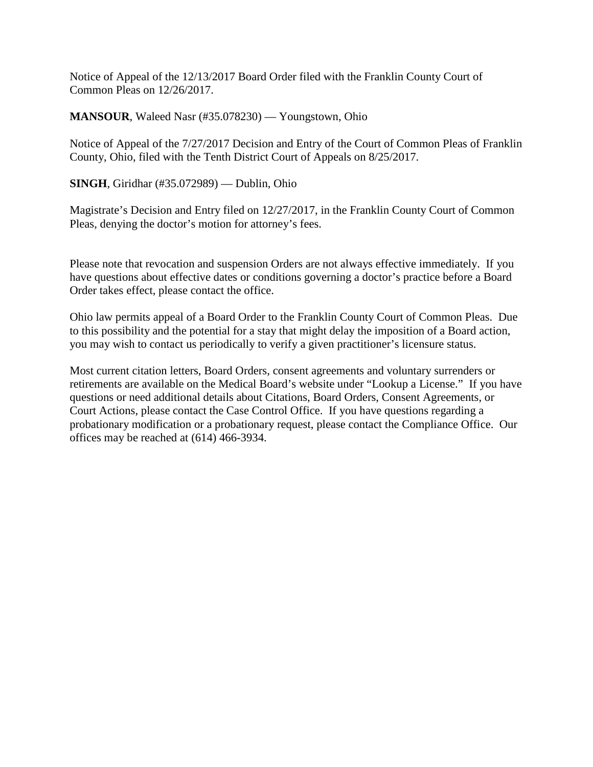Notice of Appeal of the 12/13/2017 Board Order filed with the Franklin County Court of Common Pleas on 12/26/2017.

**MANSOUR**, Waleed Nasr (#35.078230) — Youngstown, Ohio

Notice of Appeal of the 7/27/2017 Decision and Entry of the Court of Common Pleas of Franklin County, Ohio, filed with the Tenth District Court of Appeals on 8/25/2017.

**SINGH**, Giridhar (#35.072989) — Dublin, Ohio

Magistrate's Decision and Entry filed on 12/27/2017, in the Franklin County Court of Common Pleas, denying the doctor's motion for attorney's fees.

Please note that revocation and suspension Orders are not always effective immediately. If you have questions about effective dates or conditions governing a doctor's practice before a Board Order takes effect, please contact the office.

Ohio law permits appeal of a Board Order to the Franklin County Court of Common Pleas. Due to this possibility and the potential for a stay that might delay the imposition of a Board action, you may wish to contact us periodically to verify a given practitioner's licensure status.

Most current citation letters, Board Orders, consent agreements and voluntary surrenders or retirements are available on the Medical Board's website under "Lookup a License." If you have questions or need additional details about Citations, Board Orders, Consent Agreements, or Court Actions, please contact the Case Control Office. If you have questions regarding a probationary modification or a probationary request, please contact the Compliance Office. Our offices may be reached at (614) 466-3934.